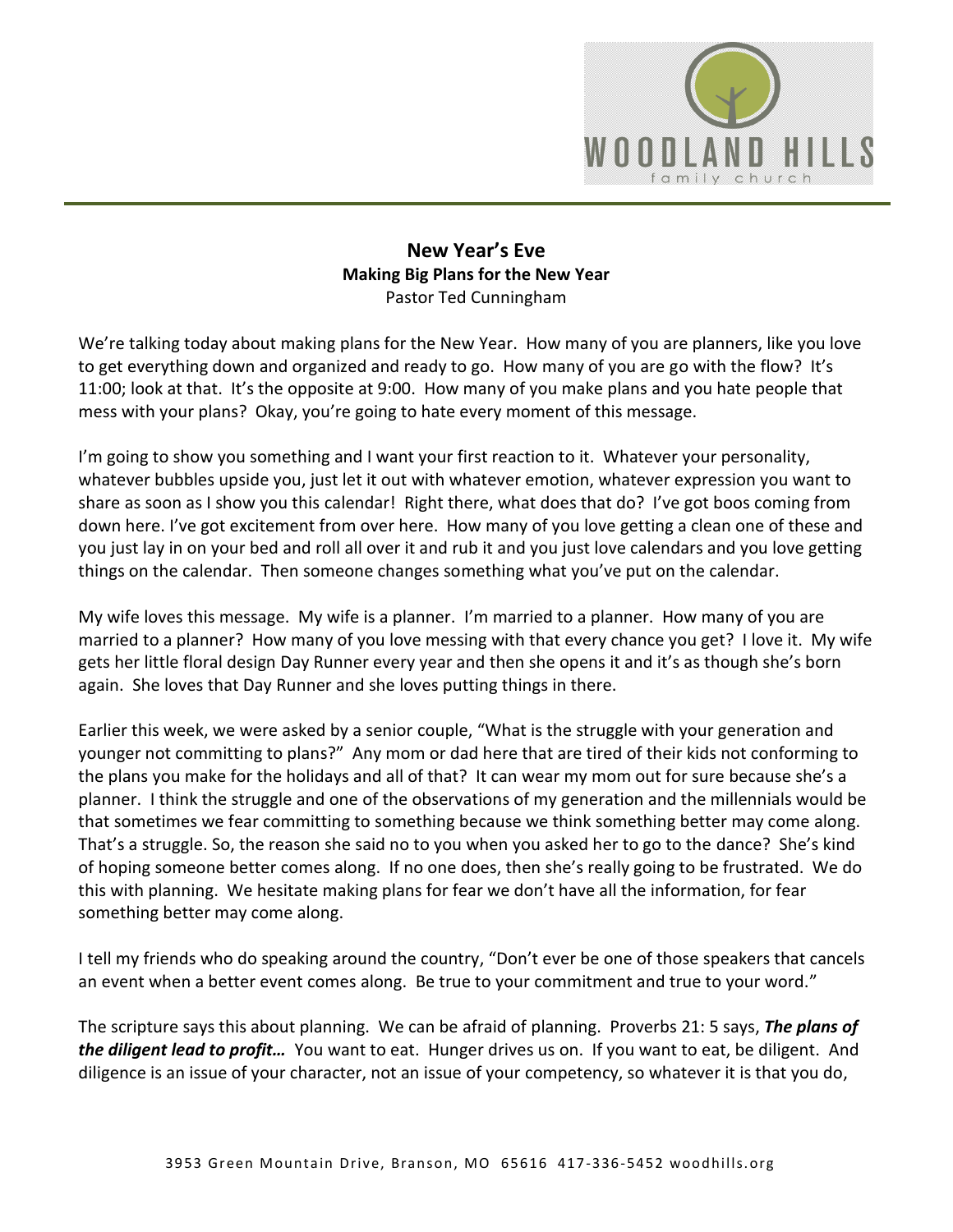# New Year's Eve
## Making Big Plans for the New Year
Pastor Ted Cunningham

We're talking today about making plans for the New Year. How many of you are planners, like you love to get everything down and organized and ready to go. How many of you are go with the flow? It's 11:00; look at that. It's the opposite at 9:00. How many of you make plans and you hate people that mess with your plans? Okay, you're going to hate every moment of this message.

I'm going to show you something and I want your first reaction to it. Whatever your personality, whatever bubbles upside you, just let it out with whatever emotion, whatever expression you want to share as soon as I show you this calendar! Right there, what does that do? I've got boos coming from down here. I've got excitement from over here. How many of you love getting a clean one of these and you just lay in on your bed and roll all over it and rub it and you just love calendars and you love getting things on the calendar. Then someone changes something what you've put on the calendar.

My wife loves this message. My wife is a planner. I'm married to a planner. How many of you are married to a planner? How many of you love messing with that every chance you get? I love it. My wife gets her little floral design Day Runner every year and then she opens it and it's as though she's born again. She loves that Day Runner and she loves putting things in there.

Earlier this week, we were asked by a senior couple, "What is the struggle with your generation and younger not committing to plans?" Any mom or dad here that are tired of their kids not conforming to the plans you make for the holidays and all of that? It can wear my mom out for sure because she's a planner. I think the struggle and one of the observations of my generation and the millennials would be that sometimes we fear committing to something because we think something better may come along. That's a struggle. So, the reason she said no to you when you asked her to go to the dance? She's kind of hoping someone better comes along. If no one does, then she's really going to be frustrated. We do this with planning. We hesitate making plans for fear we don't have all the information, for fear something better may come along.

I tell my friends who do speaking around the country, "Don't ever be one of those speakers that cancels an event when a better event comes along. Be true to your commitment and true to your word."

The scripture says this about planning. We can be afraid of planning. Proverbs 21: 5 says, ***The plans of the diligent lead to profit…*** You want to eat. Hunger drives us on. If you want to eat, be diligent. And diligence is an issue of your character, not an issue of your competency, so whatever it is that you do,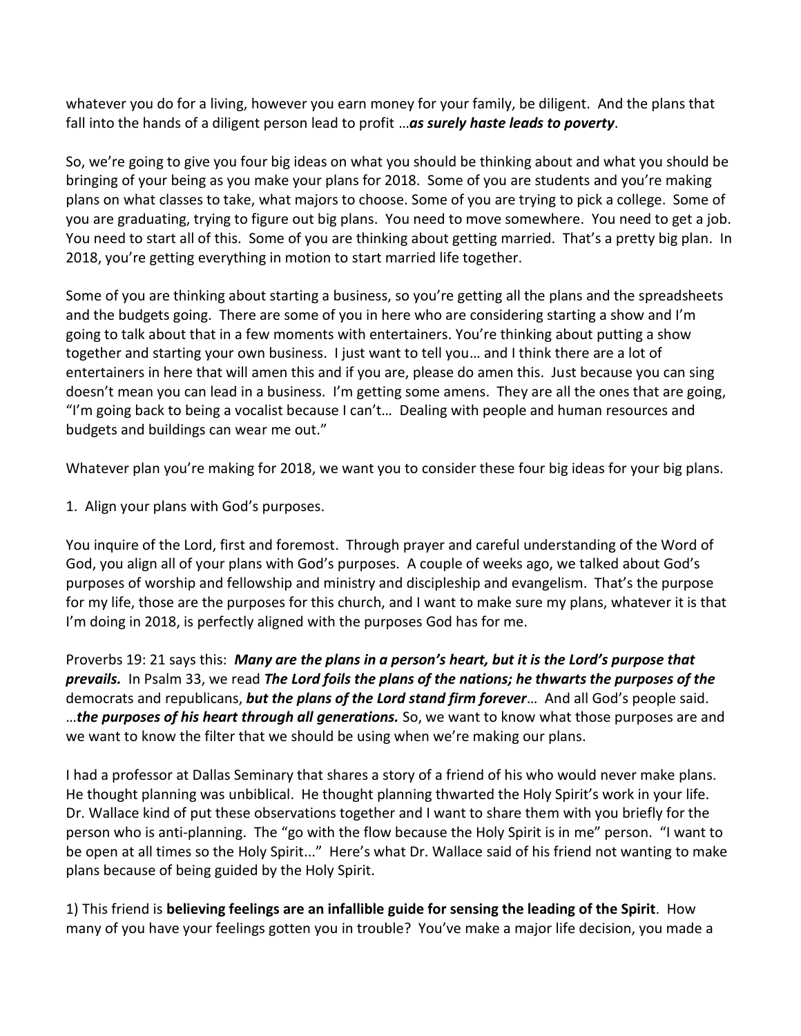whatever you do for a living, however you earn money for your family, be diligent. And the plans that fall into the hands of a diligent person lead to profit …***as surely haste leads to poverty***.

So, we're going to give you four big ideas on what you should be thinking about and what you should be bringing of your being as you make your plans for 2018. Some of you are students and you're making plans on what classes to take, what majors to choose. Some of you are trying to pick a college. Some of you are graduating, trying to figure out big plans. You need to move somewhere. You need to get a job. You need to start all of this. Some of you are thinking about getting married. That's a pretty big plan. In 2018, you're getting everything in motion to start married life together.

Some of you are thinking about starting a business, so you're getting all the plans and the spreadsheets and the budgets going. There are some of you in here who are considering starting a show and I'm going to talk about that in a few moments with entertainers. You're thinking about putting a show together and starting your own business. I just want to tell you… and I think there are a lot of entertainers in here that will amen this and if you are, please do amen this. Just because you can sing doesn't mean you can lead in a business. I'm getting some amens. They are all the ones that are going, "I'm going back to being a vocalist because I can't… Dealing with people and human resources and budgets and buildings can wear me out."

Whatever plan you're making for 2018, we want you to consider these four big ideas for your big plans.

1. Align your plans with God's purposes.

You inquire of the Lord, first and foremost. Through prayer and careful understanding of the Word of God, you align all of your plans with God's purposes. A couple of weeks ago, we talked about God's purposes of worship and fellowship and ministry and discipleship and evangelism. That's the purpose for my life, those are the purposes for this church, and I want to make sure my plans, whatever it is that I'm doing in 2018, is perfectly aligned with the purposes God has for me.

Proverbs 19: 21 says this: ***Many are the plans in a person's heart, but it is the Lord's purpose that prevails.*** In Psalm 33, we read ***The Lord foils the plans of the nations; he thwarts the purposes of the*** democrats and republicans, ***but the plans of the Lord stand firm forever***… And all God's people said. …***the purposes of his heart through all generations.*** So, we want to know what those purposes are and we want to know the filter that we should be using when we're making our plans.

I had a professor at Dallas Seminary that shares a story of a friend of his who would never make plans. He thought planning was unbiblical. He thought planning thwarted the Holy Spirit's work in your life. Dr. Wallace kind of put these observations together and I want to share them with you briefly for the person who is anti-planning. The "go with the flow because the Holy Spirit is in me" person. "I want to be open at all times so the Holy Spirit..." Here's what Dr. Wallace said of his friend not wanting to make plans because of being guided by the Holy Spirit.

1) This friend is **believing feelings are an infallible guide for sensing the leading of the Spirit**. How many of you have your feelings gotten you in trouble? You've make a major life decision, you made a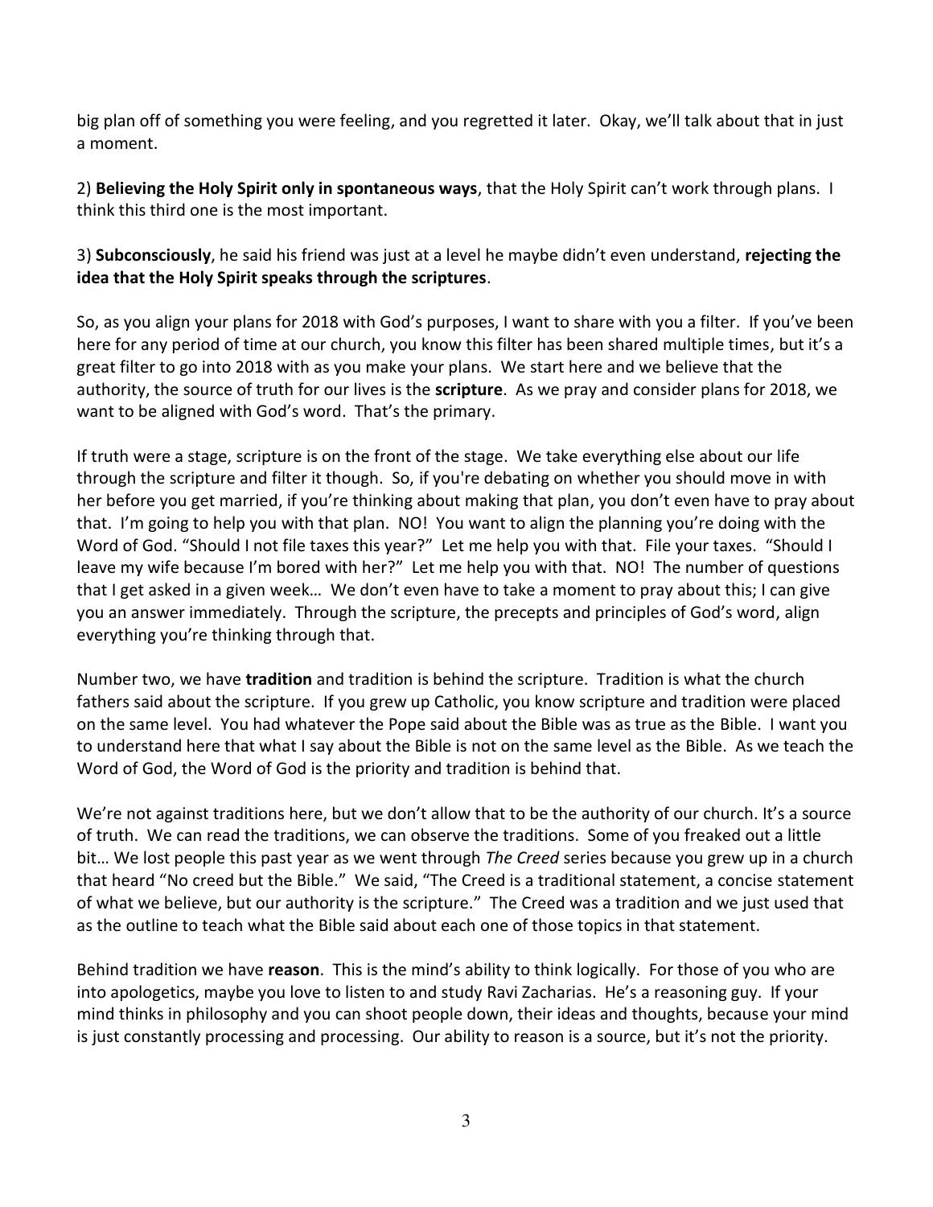big plan off of something you were feeling, and you regretted it later. Okay, we'll talk about that in just a moment.

2) **Believing the Holy Spirit only in spontaneous ways**, that the Holy Spirit can't work through plans. I think this third one is the most important.

3) **Subconsciously**, he said his friend was just at a level he maybe didn't even understand, **rejecting the idea that the Holy Spirit speaks through the scriptures**.

So, as you align your plans for 2018 with God's purposes, I want to share with you a filter. If you've been here for any period of time at our church, you know this filter has been shared multiple times, but it's a great filter to go into 2018 with as you make your plans. We start here and we believe that the authority, the source of truth for our lives is the **scripture**. As we pray and consider plans for 2018, we want to be aligned with God's word. That's the primary.

If truth were a stage, scripture is on the front of the stage. We take everything else about our life through the scripture and filter it though. So, if you're debating on whether you should move in with her before you get married, if you're thinking about making that plan, you don't even have to pray about that. I'm going to help you with that plan. NO! You want to align the planning you're doing with the Word of God. "Should I not file taxes this year?" Let me help you with that. File your taxes. "Should I leave my wife because I'm bored with her?" Let me help you with that. NO! The number of questions that I get asked in a given week… We don't even have to take a moment to pray about this; I can give you an answer immediately. Through the scripture, the precepts and principles of God's word, align everything you're thinking through that.

Number two, we have **tradition** and tradition is behind the scripture. Tradition is what the church fathers said about the scripture. If you grew up Catholic, you know scripture and tradition were placed on the same level. You had whatever the Pope said about the Bible was as true as the Bible. I want you to understand here that what I say about the Bible is not on the same level as the Bible. As we teach the Word of God, the Word of God is the priority and tradition is behind that.

We're not against traditions here, but we don't allow that to be the authority of our church. It's a source of truth. We can read the traditions, we can observe the traditions. Some of you freaked out a little bit… We lost people this past year as we went through *The Creed* series because you grew up in a church that heard "No creed but the Bible." We said, "The Creed is a traditional statement, a concise statement of what we believe, but our authority is the scripture." The Creed was a tradition and we just used that as the outline to teach what the Bible said about each one of those topics in that statement.

Behind tradition we have **reason**. This is the mind's ability to think logically. For those of you who are into apologetics, maybe you love to listen to and study Ravi Zacharias. He's a reasoning guy. If your mind thinks in philosophy and you can shoot people down, their ideas and thoughts, because your mind is just constantly processing and processing. Our ability to reason is a source, but it's not the priority.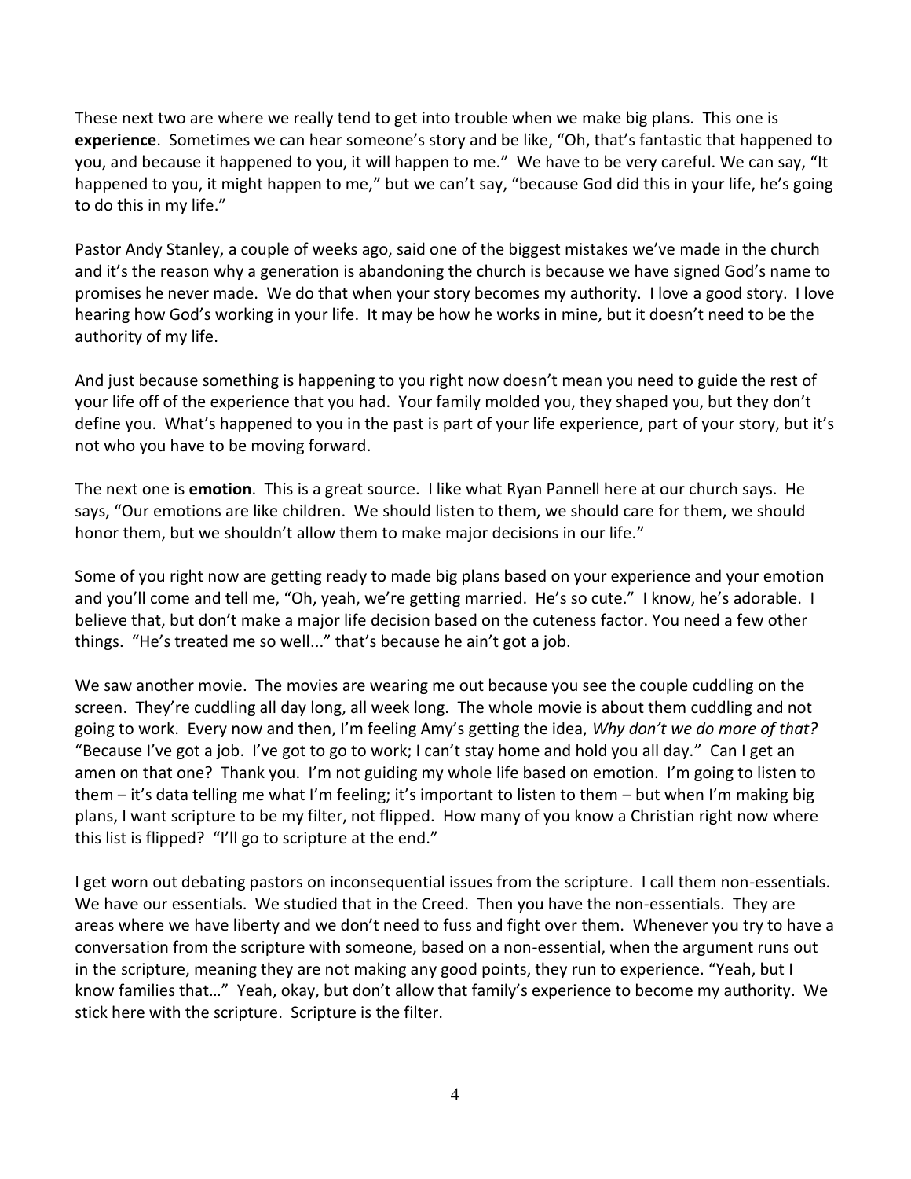These next two are where we really tend to get into trouble when we make big plans. This one is **experience**. Sometimes we can hear someone's story and be like, "Oh, that's fantastic that happened to you, and because it happened to you, it will happen to me." We have to be very careful. We can say, "It happened to you, it might happen to me," but we can't say, "because God did this in your life, he's going to do this in my life."

Pastor Andy Stanley, a couple of weeks ago, said one of the biggest mistakes we've made in the church and it's the reason why a generation is abandoning the church is because we have signed God's name to promises he never made. We do that when your story becomes my authority. I love a good story. I love hearing how God's working in your life. It may be how he works in mine, but it doesn't need to be the authority of my life.

And just because something is happening to you right now doesn't mean you need to guide the rest of your life off of the experience that you had. Your family molded you, they shaped you, but they don't define you. What's happened to you in the past is part of your life experience, part of your story, but it's not who you have to be moving forward.

The next one is **emotion**. This is a great source. I like what Ryan Pannell here at our church says. He says, "Our emotions are like children. We should listen to them, we should care for them, we should honor them, but we shouldn't allow them to make major decisions in our life."

Some of you right now are getting ready to made big plans based on your experience and your emotion and you'll come and tell me, "Oh, yeah, we're getting married. He's so cute." I know, he's adorable. I believe that, but don't make a major life decision based on the cuteness factor. You need a few other things. "He's treated me so well..." that's because he ain't got a job.

We saw another movie. The movies are wearing me out because you see the couple cuddling on the screen. They're cuddling all day long, all week long. The whole movie is about them cuddling and not going to work. Every now and then, I'm feeling Amy's getting the idea, *Why don't we do more of that?* "Because I've got a job. I've got to go to work; I can't stay home and hold you all day." Can I get an amen on that one? Thank you. I'm not guiding my whole life based on emotion. I'm going to listen to them – it's data telling me what I'm feeling; it's important to listen to them – but when I'm making big plans, I want scripture to be my filter, not flipped. How many of you know a Christian right now where this list is flipped? "I'll go to scripture at the end."

I get worn out debating pastors on inconsequential issues from the scripture. I call them non-essentials. We have our essentials. We studied that in the Creed. Then you have the non-essentials. They are areas where we have liberty and we don't need to fuss and fight over them. Whenever you try to have a conversation from the scripture with someone, based on a non-essential, when the argument runs out in the scripture, meaning they are not making any good points, they run to experience. "Yeah, but I know families that…" Yeah, okay, but don't allow that family's experience to become my authority. We stick here with the scripture. Scripture is the filter.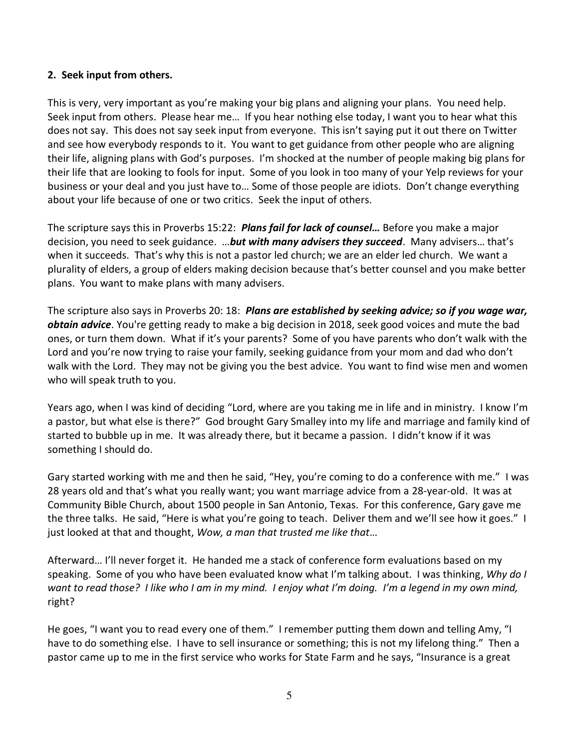**2. Seek input from others.**

This is very, very important as you're making your big plans and aligning your plans. You need help. Seek input from others. Please hear me… If you hear nothing else today, I want you to hear what this does not say. This does not say seek input from everyone. This isn't saying put it out there on Twitter and see how everybody responds to it. You want to get guidance from other people who are aligning their life, aligning plans with God's purposes. I'm shocked at the number of people making big plans for their life that are looking to fools for input. Some of you look in too many of your Yelp reviews for your business or your deal and you just have to… Some of those people are idiots. Don't change everything about your life because of one or two critics. Seek the input of others.

The scripture says this in Proverbs 15:22: ***Plans fail for lack of counsel…*** Before you make a major decision, you need to seek guidance. …***but with many advisers they succeed***. Many advisers… that's when it succeeds. That's why this is not a pastor led church; we are an elder led church. We want a plurality of elders, a group of elders making decision because that's better counsel and you make better plans. You want to make plans with many advisers.

The scripture also says in Proverbs 20: 18: ***Plans are established by seeking advice; so if you wage war, obtain advice***. You're getting ready to make a big decision in 2018, seek good voices and mute the bad ones, or turn them down. What if it's your parents? Some of you have parents who don't walk with the Lord and you're now trying to raise your family, seeking guidance from your mom and dad who don't walk with the Lord. They may not be giving you the best advice. You want to find wise men and women who will speak truth to you.

Years ago, when I was kind of deciding "Lord, where are you taking me in life and in ministry. I know I'm a pastor, but what else is there?" God brought Gary Smalley into my life and marriage and family kind of started to bubble up in me. It was already there, but it became a passion. I didn't know if it was something I should do.

Gary started working with me and then he said, "Hey, you're coming to do a conference with me." I was 28 years old and that's what you really want; you want marriage advice from a 28-year-old. It was at Community Bible Church, about 1500 people in San Antonio, Texas. For this conference, Gary gave me the three talks. He said, "Here is what you're going to teach. Deliver them and we'll see how it goes." I just looked at that and thought, *Wow, a man that trusted me like that*…

Afterward… I'll never forget it. He handed me a stack of conference form evaluations based on my speaking. Some of you who have been evaluated know what I'm talking about. I was thinking, *Why do I want to read those? I like who I am in my mind. I enjoy what I'm doing. I'm a legend in my own mind,* right?

He goes, "I want you to read every one of them." I remember putting them down and telling Amy, "I have to do something else. I have to sell insurance or something; this is not my lifelong thing." Then a pastor came up to me in the first service who works for State Farm and he says, "Insurance is a great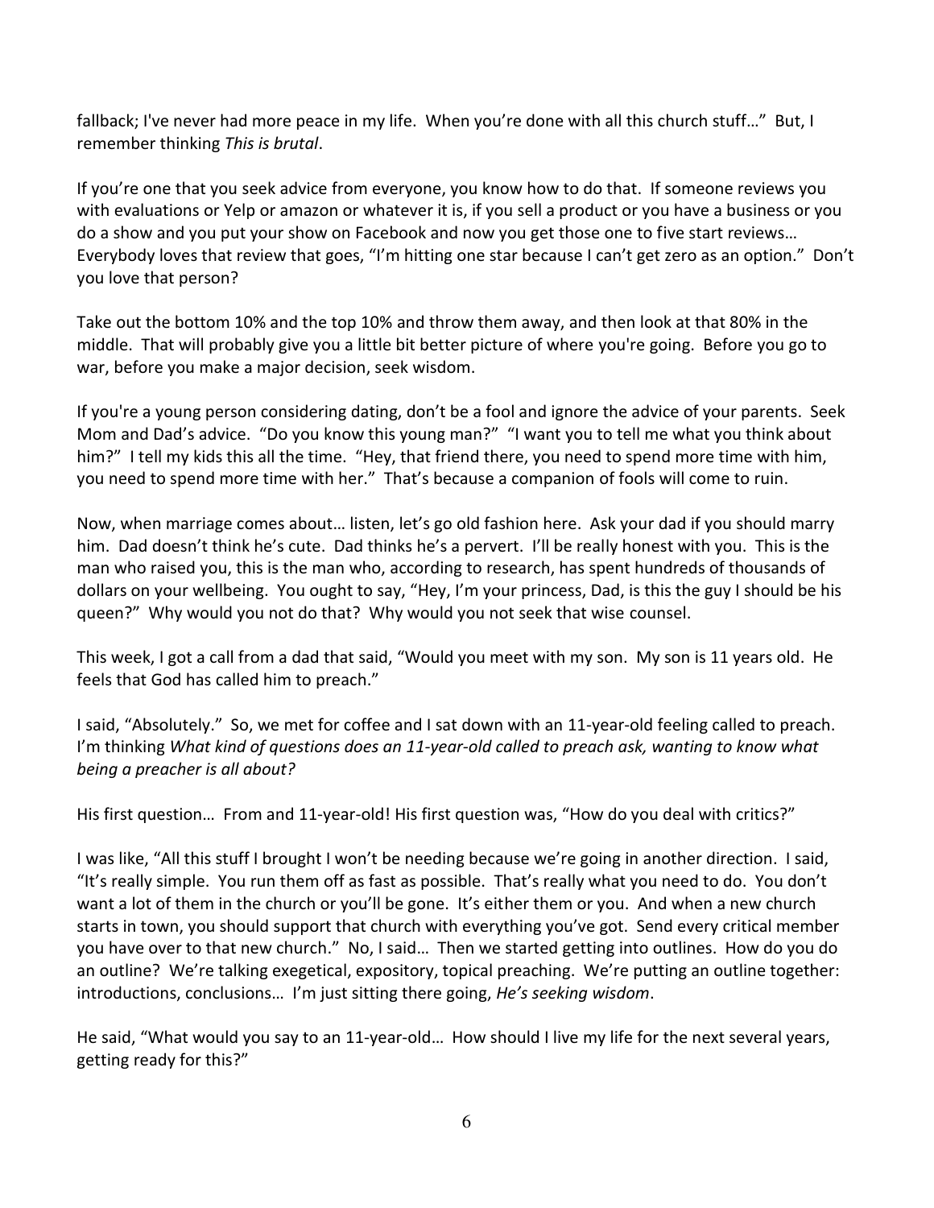fallback; I've never had more peace in my life. When you're done with all this church stuff…" But, I remember thinking *This is brutal*.

If you're one that you seek advice from everyone, you know how to do that. If someone reviews you with evaluations or Yelp or amazon or whatever it is, if you sell a product or you have a business or you do a show and you put your show on Facebook and now you get those one to five start reviews… Everybody loves that review that goes, "I'm hitting one star because I can't get zero as an option." Don't you love that person?

Take out the bottom 10% and the top 10% and throw them away, and then look at that 80% in the middle. That will probably give you a little bit better picture of where you're going. Before you go to war, before you make a major decision, seek wisdom.

If you're a young person considering dating, don't be a fool and ignore the advice of your parents. Seek Mom and Dad's advice. "Do you know this young man?" "I want you to tell me what you think about him?" I tell my kids this all the time. "Hey, that friend there, you need to spend more time with him, you need to spend more time with her." That's because a companion of fools will come to ruin.

Now, when marriage comes about… listen, let's go old fashion here. Ask your dad if you should marry him. Dad doesn't think he's cute. Dad thinks he's a pervert. I'll be really honest with you. This is the man who raised you, this is the man who, according to research, has spent hundreds of thousands of dollars on your wellbeing. You ought to say, "Hey, I'm your princess, Dad, is this the guy I should be his queen?" Why would you not do that? Why would you not seek that wise counsel.

This week, I got a call from a dad that said, "Would you meet with my son. My son is 11 years old. He feels that God has called him to preach."

I said, "Absolutely." So, we met for coffee and I sat down with an 11-year-old feeling called to preach. I'm thinking *What kind of questions does an 11-year-old called to preach ask, wanting to know what being a preacher is all about?*

His first question… From and 11-year-old! His first question was, "How do you deal with critics?"

I was like, "All this stuff I brought I won't be needing because we're going in another direction. I said, "It's really simple. You run them off as fast as possible. That's really what you need to do. You don't want a lot of them in the church or you'll be gone. It's either them or you. And when a new church starts in town, you should support that church with everything you've got. Send every critical member you have over to that new church." No, I said… Then we started getting into outlines. How do you do an outline? We're talking exegetical, expository, topical preaching. We're putting an outline together: introductions, conclusions… I'm just sitting there going, *He's seeking wisdom*.

He said, "What would you say to an 11-year-old… How should I live my life for the next several years, getting ready for this?"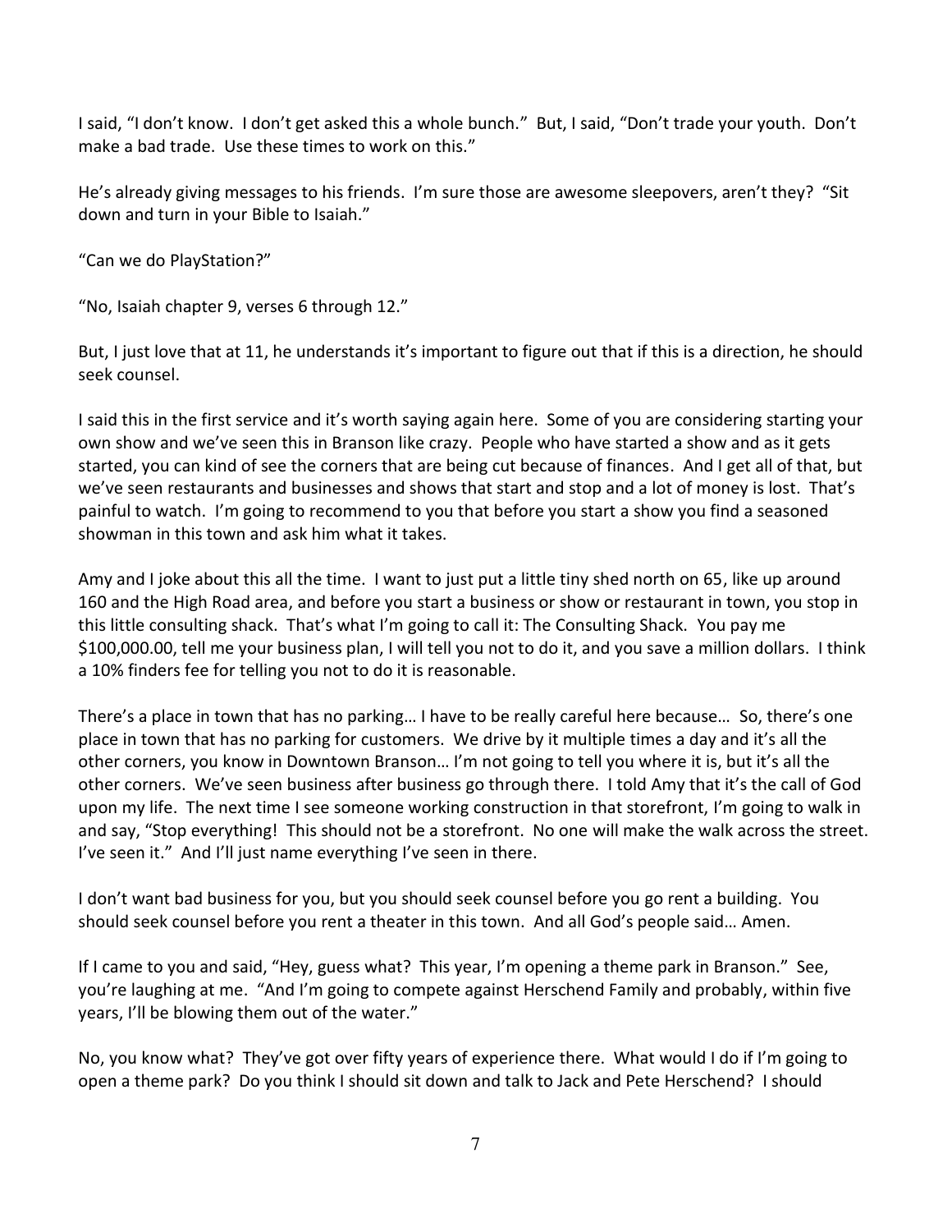I said, "I don't know. I don't get asked this a whole bunch." But, I said, "Don't trade your youth. Don't make a bad trade. Use these times to work on this."

He's already giving messages to his friends. I'm sure those are awesome sleepovers, aren't they? "Sit down and turn in your Bible to Isaiah."

"Can we do PlayStation?"

"No, Isaiah chapter 9, verses 6 through 12."

But, I just love that at 11, he understands it's important to figure out that if this is a direction, he should seek counsel.

I said this in the first service and it's worth saying again here. Some of you are considering starting your own show and we've seen this in Branson like crazy. People who have started a show and as it gets started, you can kind of see the corners that are being cut because of finances. And I get all of that, but we've seen restaurants and businesses and shows that start and stop and a lot of money is lost. That's painful to watch. I'm going to recommend to you that before you start a show you find a seasoned showman in this town and ask him what it takes.

Amy and I joke about this all the time. I want to just put a little tiny shed north on 65, like up around 160 and the High Road area, and before you start a business or show or restaurant in town, you stop in this little consulting shack. That's what I'm going to call it: The Consulting Shack. You pay me $100,000.00, tell me your business plan, I will tell you not to do it, and you save a million dollars. I think a 10% finders fee for telling you not to do it is reasonable.

There's a place in town that has no parking… I have to be really careful here because… So, there's one place in town that has no parking for customers. We drive by it multiple times a day and it's all the other corners, you know in Downtown Branson… I'm not going to tell you where it is, but it's all the other corners. We've seen business after business go through there. I told Amy that it's the call of God upon my life. The next time I see someone working construction in that storefront, I'm going to walk in and say, "Stop everything! This should not be a storefront. No one will make the walk across the street. I've seen it." And I'll just name everything I've seen in there.

I don't want bad business for you, but you should seek counsel before you go rent a building. You should seek counsel before you rent a theater in this town. And all God's people said… Amen.

If I came to you and said, "Hey, guess what? This year, I'm opening a theme park in Branson." See, you're laughing at me. "And I'm going to compete against Herschend Family and probably, within five years, I'll be blowing them out of the water."

No, you know what? They've got over fifty years of experience there. What would I do if I'm going to open a theme park? Do you think I should sit down and talk to Jack and Pete Herschend? I should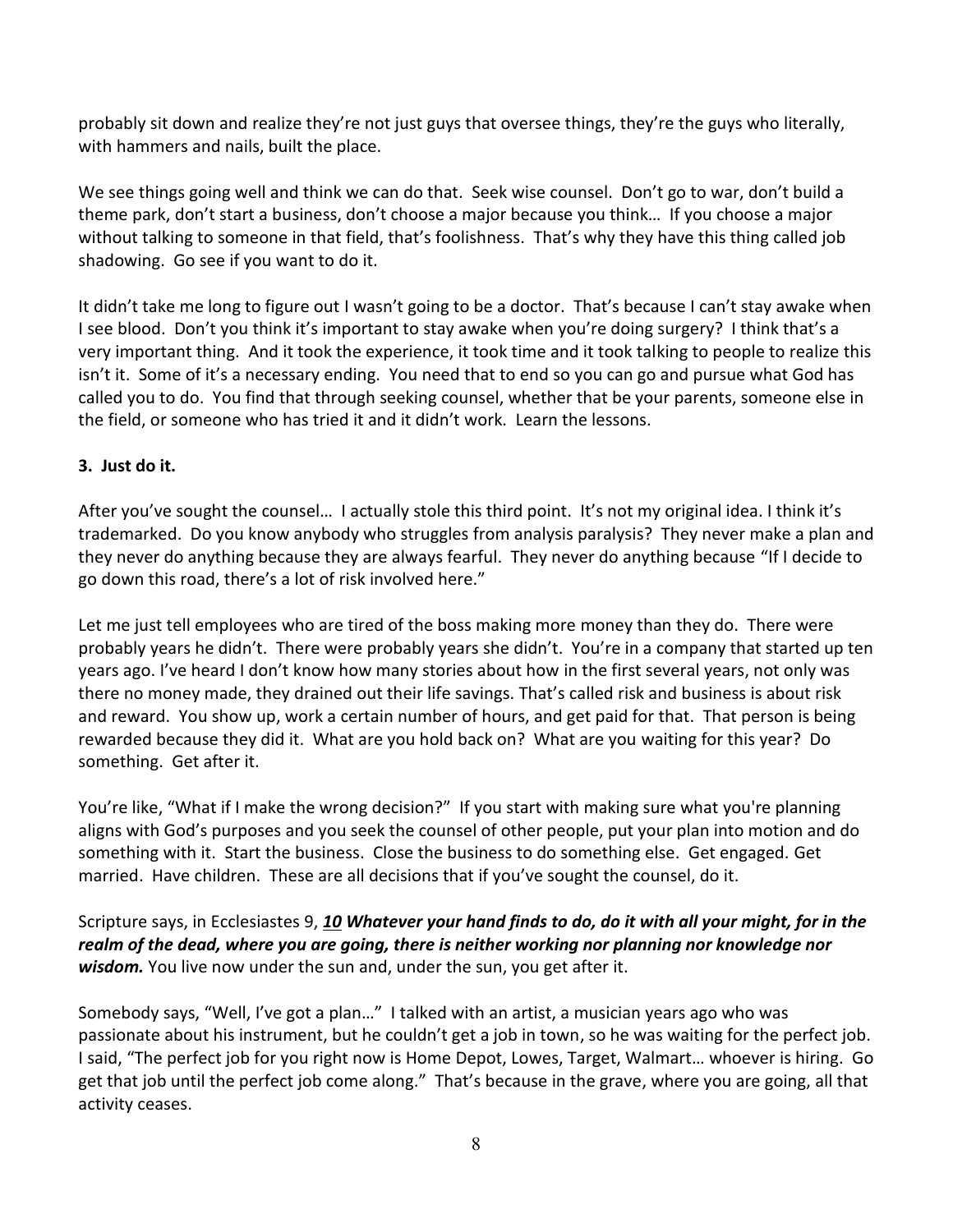probably sit down and realize they're not just guys that oversee things, they're the guys who literally, with hammers and nails, built the place.

We see things going well and think we can do that. Seek wise counsel. Don't go to war, don't build a theme park, don't start a business, don't choose a major because you think… If you choose a major without talking to someone in that field, that's foolishness. That's why they have this thing called job shadowing. Go see if you want to do it.

It didn't take me long to figure out I wasn't going to be a doctor. That's because I can't stay awake when I see blood. Don't you think it's important to stay awake when you're doing surgery? I think that's a very important thing. And it took the experience, it took time and it took talking to people to realize this isn't it. Some of it's a necessary ending. You need that to end so you can go and pursue what God has called you to do. You find that through seeking counsel, whether that be your parents, someone else in the field, or someone who has tried it and it didn't work. Learn the lessons.

**3. Just do it.**

After you've sought the counsel… I actually stole this third point. It's not my original idea. I think it's trademarked. Do you know anybody who struggles from analysis paralysis? They never make a plan and they never do anything because they are always fearful. They never do anything because "If I decide to go down this road, there's a lot of risk involved here."

Let me just tell employees who are tired of the boss making more money than they do. There were probably years he didn't. There were probably years she didn't. You're in a company that started up ten years ago. I've heard I don't know how many stories about how in the first several years, not only was there no money made, they drained out their life savings. That's called risk and business is about risk and reward. You show up, work a certain number of hours, and get paid for that. That person is being rewarded because they did it. What are you hold back on? What are you waiting for this year? Do something. Get after it.

You're like, "What if I make the wrong decision?" If you start with making sure what you're planning aligns with God's purposes and you seek the counsel of other people, put your plan into motion and do something with it. Start the business. Close the business to do something else. Get engaged. Get married. Have children. These are all decisions that if you've sought the counsel, do it.

Scripture says, in Ecclesiastes 9, ***10** **Whatever your hand finds to do, do it with all your might, for in the realm of the dead, where you are going, there is neither working nor planning nor knowledge nor wisdom.*** You live now under the sun and, under the sun, you get after it.

Somebody says, "Well, I've got a plan…" I talked with an artist, a musician years ago who was passionate about his instrument, but he couldn't get a job in town, so he was waiting for the perfect job. I said, "The perfect job for you right now is Home Depot, Lowes, Target, Walmart… whoever is hiring. Go get that job until the perfect job come along." That's because in the grave, where you are going, all that activity ceases.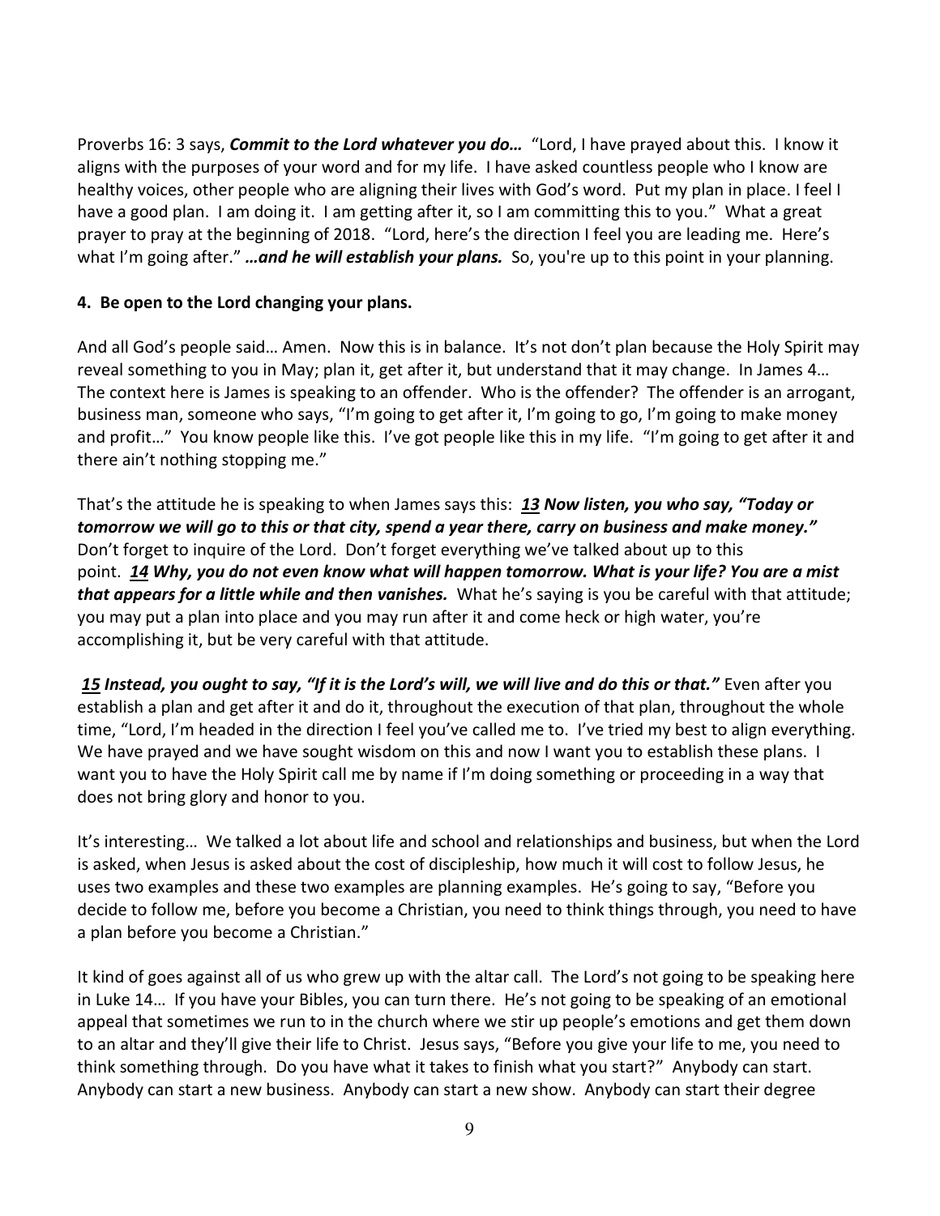Proverbs 16: 3 says, ***Commit to the Lord whatever you do…*** "Lord, I have prayed about this. I know it aligns with the purposes of your word and for my life. I have asked countless people who I know are healthy voices, other people who are aligning their lives with God's word. Put my plan in place. I feel I have a good plan. I am doing it. I am getting after it, so I am committing this to you." What a great prayer to pray at the beginning of 2018. "Lord, here's the direction I feel you are leading me. Here's what I'm going after." ***…and he will establish your plans.*** So, you're up to this point in your planning.

**4. Be open to the Lord changing your plans.**

And all God's people said… Amen. Now this is in balance. It's not don't plan because the Holy Spirit may reveal something to you in May; plan it, get after it, but understand that it may change. In James 4… The context here is James is speaking to an offender. Who is the offender? The offender is an arrogant, business man, someone who says, "I'm going to get after it, I'm going to go, I'm going to make money and profit…" You know people like this. I've got people like this in my life. "I'm going to get after it and there ain't nothing stopping me."

That's the attitude he is speaking to when James says this: ***13 Now listen, you who say, "Today or tomorrow we will go to this or that city, spend a year there, carry on business and make money."*** Don't forget to inquire of the Lord. Don't forget everything we've talked about up to this point. ***14 Why, you do not even know what will happen tomorrow. What is your life? You are a mist that appears for a little while and then vanishes.*** What he's saying is you be careful with that attitude; you may put a plan into place and you may run after it and come heck or high water, you're accomplishing it, but be very careful with that attitude.

***15 Instead, you ought to say, "If it is the Lord's will, we will live and do this or that."*** Even after you establish a plan and get after it and do it, throughout the execution of that plan, throughout the whole time, "Lord, I'm headed in the direction I feel you've called me to. I've tried my best to align everything. We have prayed and we have sought wisdom on this and now I want you to establish these plans. I want you to have the Holy Spirit call me by name if I'm doing something or proceeding in a way that does not bring glory and honor to you.

It's interesting… We talked a lot about life and school and relationships and business, but when the Lord is asked, when Jesus is asked about the cost of discipleship, how much it will cost to follow Jesus, he uses two examples and these two examples are planning examples. He's going to say, "Before you decide to follow me, before you become a Christian, you need to think things through, you need to have a plan before you become a Christian."

It kind of goes against all of us who grew up with the altar call. The Lord's not going to be speaking here in Luke 14… If you have your Bibles, you can turn there. He's not going to be speaking of an emotional appeal that sometimes we run to in the church where we stir up people's emotions and get them down to an altar and they'll give their life to Christ. Jesus says, "Before you give your life to me, you need to think something through. Do you have what it takes to finish what you start?" Anybody can start. Anybody can start a new business. Anybody can start a new show. Anybody can start their degree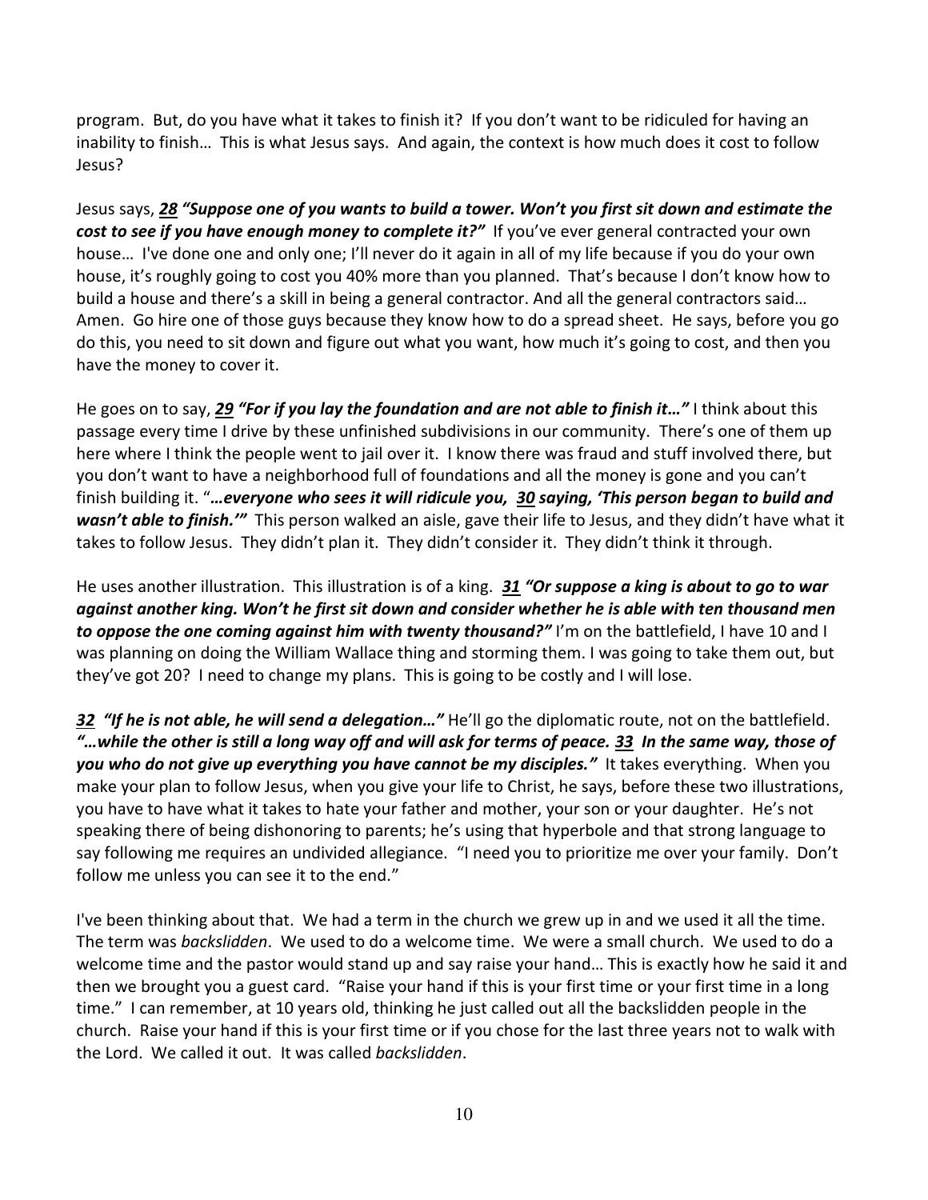program. But, do you have what it takes to finish it? If you don't want to be ridiculed for having an inability to finish… This is what Jesus says. And again, the context is how much does it cost to follow Jesus?

Jesus says, ***28 "Suppose one of you wants to build a tower. Won't you first sit down and estimate the cost to see if you have enough money to complete it?"*** If you've ever general contracted your own house… I've done one and only one; I'll never do it again in all of my life because if you do your own house, it's roughly going to cost you 40% more than you planned. That's because I don't know how to build a house and there's a skill in being a general contractor. And all the general contractors said… Amen. Go hire one of those guys because they know how to do a spread sheet. He says, before you go do this, you need to sit down and figure out what you want, how much it's going to cost, and then you have the money to cover it.

He goes on to say, ***29 "For if you lay the foundation and are not able to finish it…"*** I think about this passage every time I drive by these unfinished subdivisions in our community. There's one of them up here where I think the people went to jail over it. I know there was fraud and stuff involved there, but you don't want to have a neighborhood full of foundations and all the money is gone and you can't finish building it. "***…everyone who sees it will ridicule you, 30 saying, 'This person began to build and wasn't able to finish.'"*** This person walked an aisle, gave their life to Jesus, and they didn't have what it takes to follow Jesus. They didn't plan it. They didn't consider it. They didn't think it through.

He uses another illustration. This illustration is of a king. ***31 "Or suppose a king is about to go to war against another king. Won't he first sit down and consider whether he is able with ten thousand men to oppose the one coming against him with twenty thousand?"*** I'm on the battlefield, I have 10 and I was planning on doing the William Wallace thing and storming them. I was going to take them out, but they've got 20? I need to change my plans. This is going to be costly and I will lose.

***32 "If he is not able, he will send a delegation…"*** He'll go the diplomatic route, not on the battlefield. ***"…while the other is still a long way off and will ask for terms of peace. 33 In the same way, those of you who do not give up everything you have cannot be my disciples."*** It takes everything. When you make your plan to follow Jesus, when you give your life to Christ, he says, before these two illustrations, you have to have what it takes to hate your father and mother, your son or your daughter. He's not speaking there of being dishonoring to parents; he's using that hyperbole and that strong language to say following me requires an undivided allegiance. "I need you to prioritize me over your family. Don't follow me unless you can see it to the end."

I've been thinking about that. We had a term in the church we grew up in and we used it all the time. The term was *backslidden*. We used to do a welcome time. We were a small church. We used to do a welcome time and the pastor would stand up and say raise your hand… This is exactly how he said it and then we brought you a guest card. "Raise your hand if this is your first time or your first time in a long time." I can remember, at 10 years old, thinking he just called out all the backslidden people in the church. Raise your hand if this is your first time or if you chose for the last three years not to walk with the Lord. We called it out. It was called *backslidden*.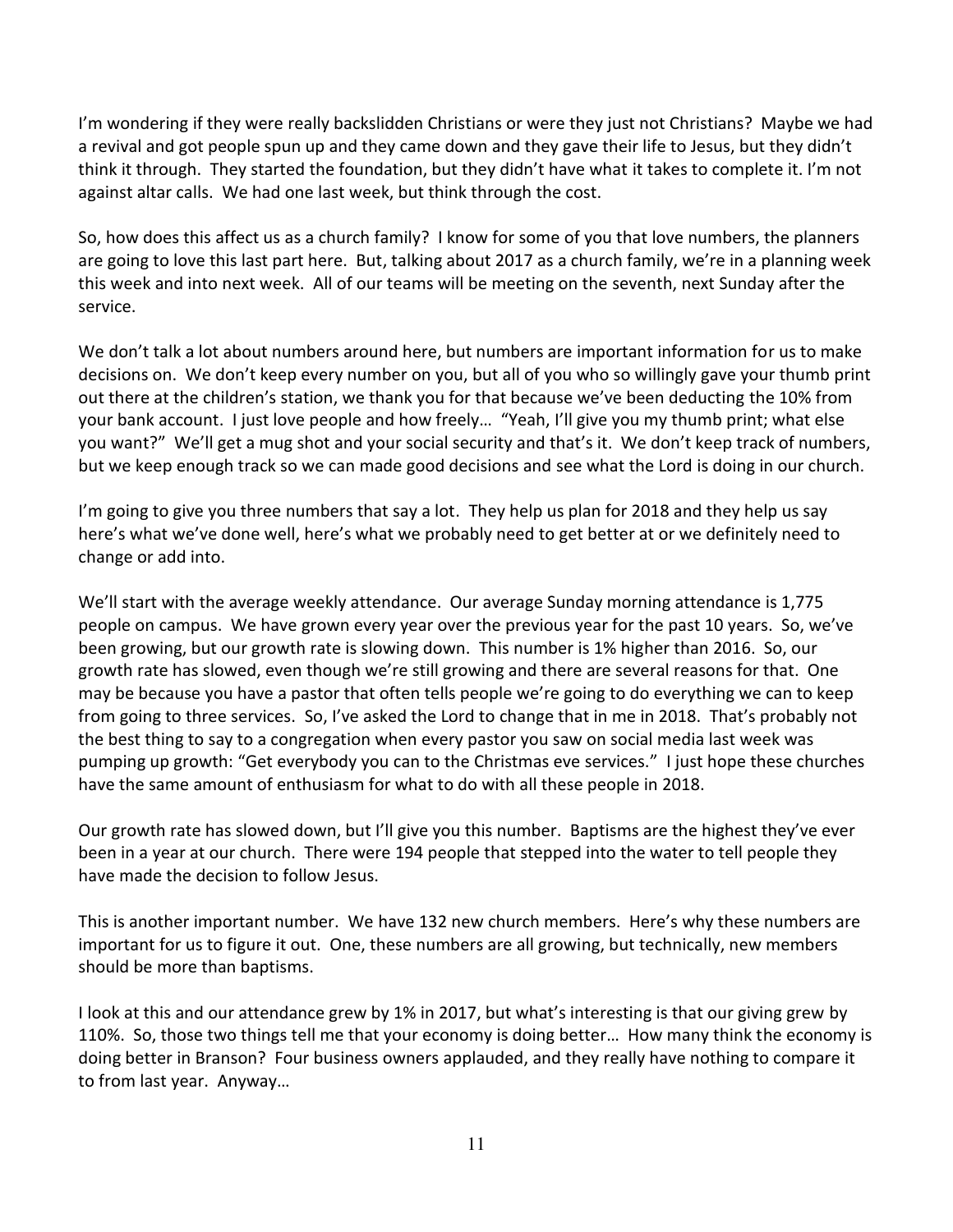I'm wondering if they were really backslidden Christians or were they just not Christians? Maybe we had a revival and got people spun up and they came down and they gave their life to Jesus, but they didn't think it through. They started the foundation, but they didn't have what it takes to complete it. I'm not against altar calls. We had one last week, but think through the cost.

So, how does this affect us as a church family? I know for some of you that love numbers, the planners are going to love this last part here. But, talking about 2017 as a church family, we're in a planning week this week and into next week. All of our teams will be meeting on the seventh, next Sunday after the service.

We don't talk a lot about numbers around here, but numbers are important information for us to make decisions on. We don't keep every number on you, but all of you who so willingly gave your thumb print out there at the children's station, we thank you for that because we've been deducting the 10% from your bank account. I just love people and how freely… "Yeah, I'll give you my thumb print; what else you want?" We'll get a mug shot and your social security and that's it. We don't keep track of numbers, but we keep enough track so we can made good decisions and see what the Lord is doing in our church.

I'm going to give you three numbers that say a lot. They help us plan for 2018 and they help us say here's what we've done well, here's what we probably need to get better at or we definitely need to change or add into.

We'll start with the average weekly attendance. Our average Sunday morning attendance is 1,775 people on campus. We have grown every year over the previous year for the past 10 years. So, we've been growing, but our growth rate is slowing down. This number is 1% higher than 2016. So, our growth rate has slowed, even though we're still growing and there are several reasons for that. One may be because you have a pastor that often tells people we're going to do everything we can to keep from going to three services. So, I've asked the Lord to change that in me in 2018. That's probably not the best thing to say to a congregation when every pastor you saw on social media last week was pumping up growth: "Get everybody you can to the Christmas eve services." I just hope these churches have the same amount of enthusiasm for what to do with all these people in 2018.

Our growth rate has slowed down, but I'll give you this number. Baptisms are the highest they've ever been in a year at our church. There were 194 people that stepped into the water to tell people they have made the decision to follow Jesus.

This is another important number. We have 132 new church members. Here's why these numbers are important for us to figure it out. One, these numbers are all growing, but technically, new members should be more than baptisms.

I look at this and our attendance grew by 1% in 2017, but what's interesting is that our giving grew by 110%. So, those two things tell me that your economy is doing better… How many think the economy is doing better in Branson? Four business owners applauded, and they really have nothing to compare it to from last year. Anyway…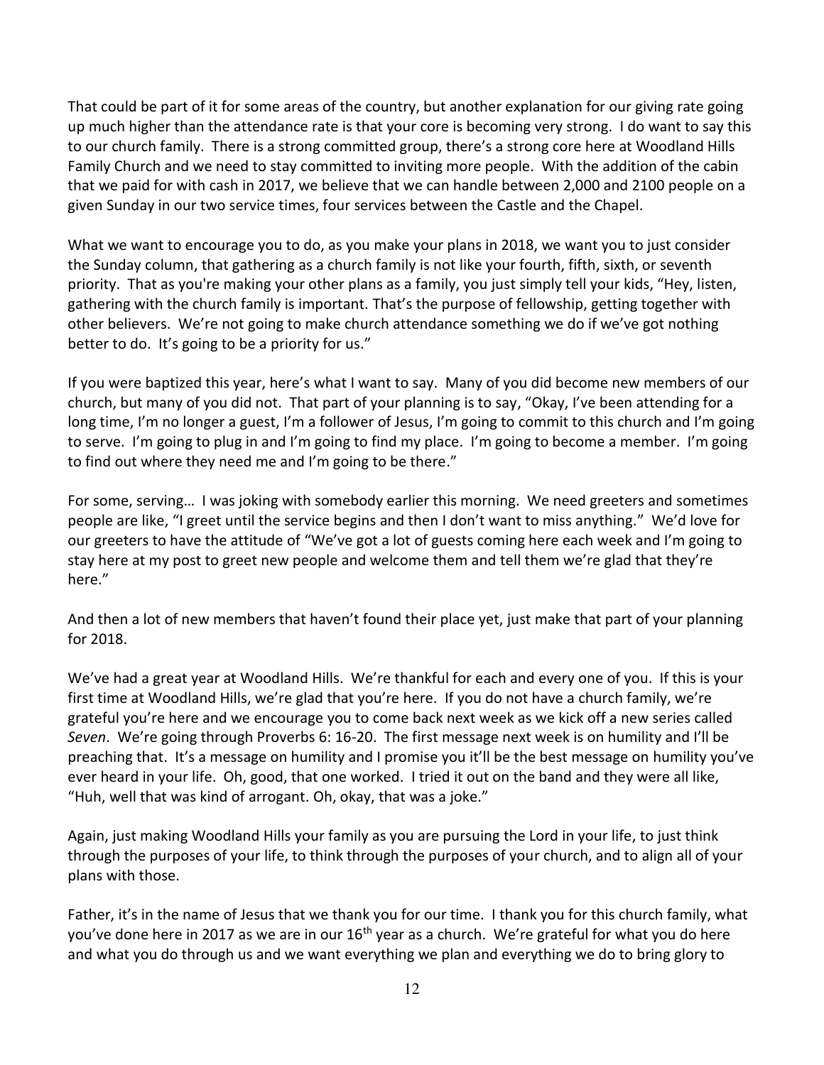That could be part of it for some areas of the country, but another explanation for our giving rate going up much higher than the attendance rate is that your core is becoming very strong. I do want to say this to our church family. There is a strong committed group, there's a strong core here at Woodland Hills Family Church and we need to stay committed to inviting more people. With the addition of the cabin that we paid for with cash in 2017, we believe that we can handle between 2,000 and 2100 people on a given Sunday in our two service times, four services between the Castle and the Chapel.

What we want to encourage you to do, as you make your plans in 2018, we want you to just consider the Sunday column, that gathering as a church family is not like your fourth, fifth, sixth, or seventh priority. That as you're making your other plans as a family, you just simply tell your kids, "Hey, listen, gathering with the church family is important. That's the purpose of fellowship, getting together with other believers. We're not going to make church attendance something we do if we've got nothing better to do. It's going to be a priority for us."

If you were baptized this year, here's what I want to say. Many of you did become new members of our church, but many of you did not. That part of your planning is to say, "Okay, I've been attending for a long time, I'm no longer a guest, I'm a follower of Jesus, I'm going to commit to this church and I'm going to serve. I'm going to plug in and I'm going to find my place. I'm going to become a member. I'm going to find out where they need me and I'm going to be there."

For some, serving… I was joking with somebody earlier this morning. We need greeters and sometimes people are like, "I greet until the service begins and then I don't want to miss anything." We'd love for our greeters to have the attitude of "We've got a lot of guests coming here each week and I'm going to stay here at my post to greet new people and welcome them and tell them we're glad that they're here."

And then a lot of new members that haven't found their place yet, just make that part of your planning for 2018.

We've had a great year at Woodland Hills. We're thankful for each and every one of you. If this is your first time at Woodland Hills, we're glad that you're here. If you do not have a church family, we're grateful you're here and we encourage you to come back next week as we kick off a new series called *Seven*. We're going through Proverbs 6: 16-20. The first message next week is on humility and I'll be preaching that. It's a message on humility and I promise you it'll be the best message on humility you've ever heard in your life. Oh, good, that one worked. I tried it out on the band and they were all like, "Huh, well that was kind of arrogant. Oh, okay, that was a joke."

Again, just making Woodland Hills your family as you are pursuing the Lord in your life, to just think through the purposes of your life, to think through the purposes of your church, and to align all of your plans with those.

Father, it's in the name of Jesus that we thank you for our time. I thank you for this church family, what you've done here in 2017 as we are in our 16th year as a church. We're grateful for what you do here and what you do through us and we want everything we plan and everything we do to bring glory to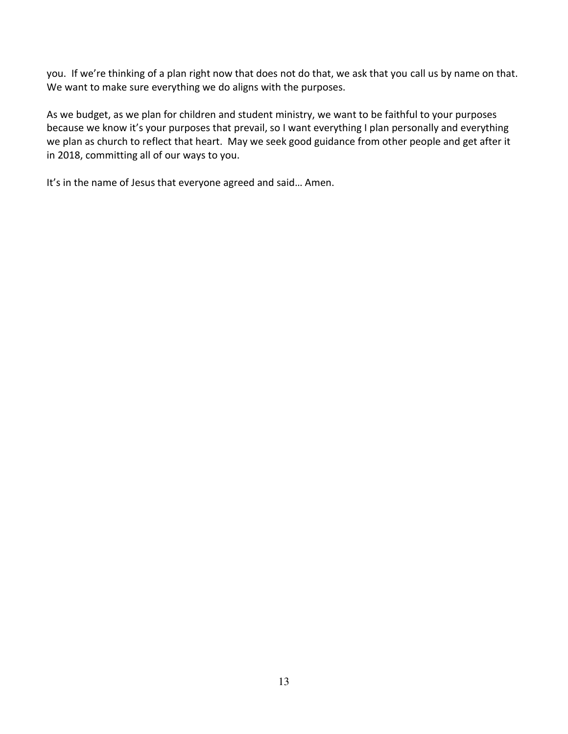you. If we're thinking of a plan right now that does not do that, we ask that you call us by name on that. We want to make sure everything we do aligns with the purposes.

As we budget, as we plan for children and student ministry, we want to be faithful to your purposes because we know it's your purposes that prevail, so I want everything I plan personally and everything we plan as church to reflect that heart. May we seek good guidance from other people and get after it in 2018, committing all of our ways to you.

It's in the name of Jesus that everyone agreed and said… Amen.